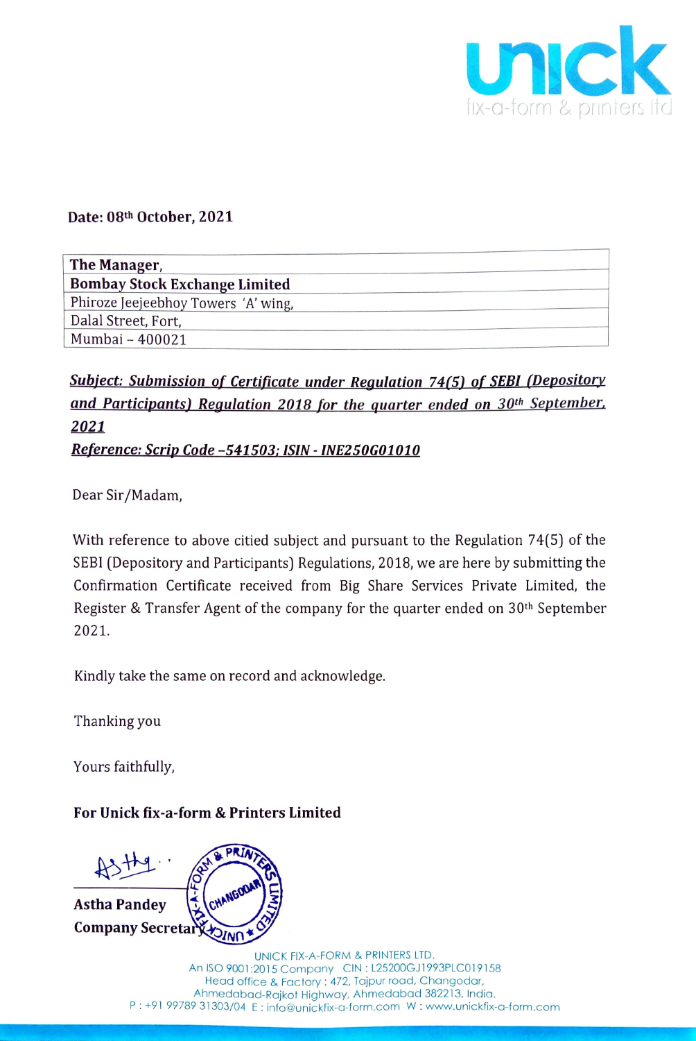unick
fix-a-form & printers ltd

**Date: 08th October, 2021**

| **The Manager,** |
|---|
| **Bombay Stock Exchange Limited** |
| Phiroze Jeejeebhoy Towers 'A' wing, |
| Dalal Street, Fort, |
| Mumbai – 400021 |

***Subject: Submission of Certificate under Regulation 74(5) of SEBI (Depository and Participants) Regulation 2018 for the quarter ended on 30th September, 2021***

***Reference: Scrip Code –541503; ISIN - INE250G01010***

Dear Sir/Madam,

With reference to above citied subject and pursuant to the Regulation 74(5) of the SEBI (Depository and Participants) Regulations, 2018, we are here by submitting the Confirmation Certificate received from Big Share Services Private Limited, the Register & Transfer Agent of the company for the quarter ended on 30th September 2021.

Kindly take the same on record and acknowledge.

Thanking you

Yours faithfully,

**For Unick fix-a-form & Printers Limited**

**Astha Pandey**
**Company Secretary**

UNICK FIX-A-FORM & PRINTERS LTD.
An ISO 9001:2015 Company CIN : L25200GJ1993PLC019158
Head office & Factory : 472, Tajpur road, Changodar,
Ahmedabad-Rajkot Highway, Ahmedabad 382213, India.
P : +91 99789 31303/04 E : info@unickfix-a-form.com W : www.unickfix-a-form.com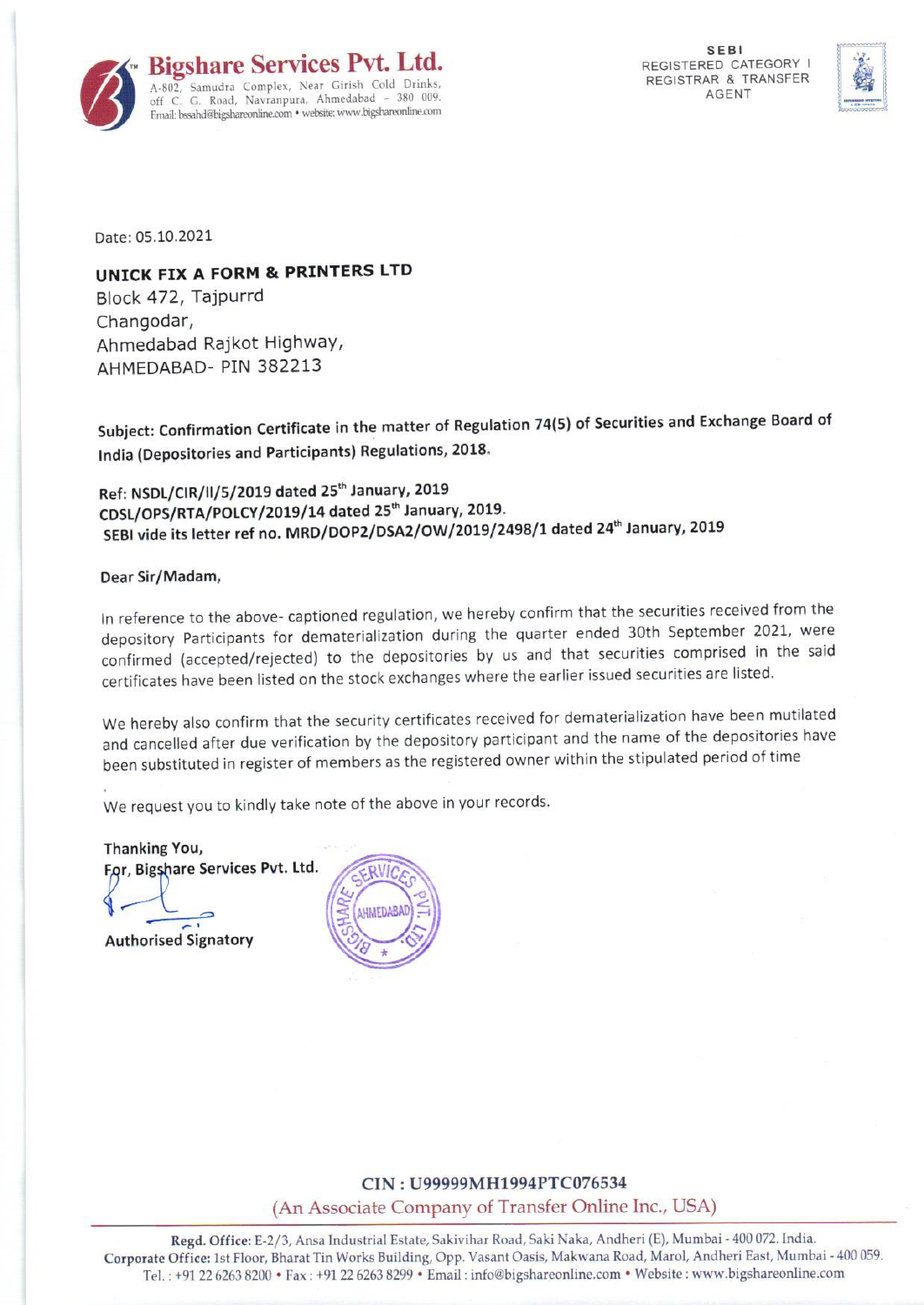**Bigshare Services Pvt. Ltd.**
A-802, Samudra Complex, Near Girish Cold Drinks, off C. G. Road, Navranpura, Ahmedabad - 380 009.
Email: bssahd@bigshareonline.com • website: www.bigshareonline.com

SEBI
REGISTERED CATEGORY I
REGISTRAR & TRANSFER
AGENT

Date: 05.10.2021

**UNICK FIX A FORM & PRINTERS LTD**
Block 472, Tajpurrd
Changodar,
Ahmedabad Rajkot Highway,
AHMEDABAD- PIN 382213

**Subject: Confirmation Certificate in the matter of Regulation 74(5) of Securities and Exchange Board of India (Depositories and Participants) Regulations, 2018.**

**Ref: NSDL/CIR/II/5/2019 dated 25th January, 2019**
**CDSL/OPS/RTA/POLCY/2019/14 dated 25th January, 2019.**
**SEBI vide its letter ref no. MRD/DOP2/DSA2/OW/2019/2498/1 dated 24th January, 2019**

**Dear Sir/Madam,**

In reference to the above- captioned regulation, we hereby confirm that the securities received from the depository Participants for dematerialization during the quarter ended 30th September 2021, were confirmed (accepted/rejected) to the depositories by us and that securities comprised in the said certificates have been listed on the stock exchanges where the earlier issued securities are listed.

We hereby also confirm that the security certificates received for dematerialization have been mutilated and cancelled after due verification by the depository participant and the name of the depositories have been substituted in register of members as the registered owner within the stipulated period of time

We request you to kindly take note of the above in your records.

**Thanking You,**
**For, Bigshare Services Pvt. Ltd.**

**Authorised Signatory**

**CIN : U99999MH1994PTC076534**
(An Associate Company of Transfer Online Inc., USA)

**Regd. Office:** E-2/3, Ansa Industrial Estate, Sakivihar Road, Saki Naka, Andheri (E), Mumbai - 400 072. India.
**Corporate Office:** 1st Floor, Bharat Tin Works Building, Opp. Vasant Oasis, Makwana Road, Marol, Andheri East, Mumbai - 400 059.
Tel. : +91 22 6263 8200 • Fax : +91 22 6263 8299 • Email : info@bigshareonline.com • Website : www.bigshareonline.com